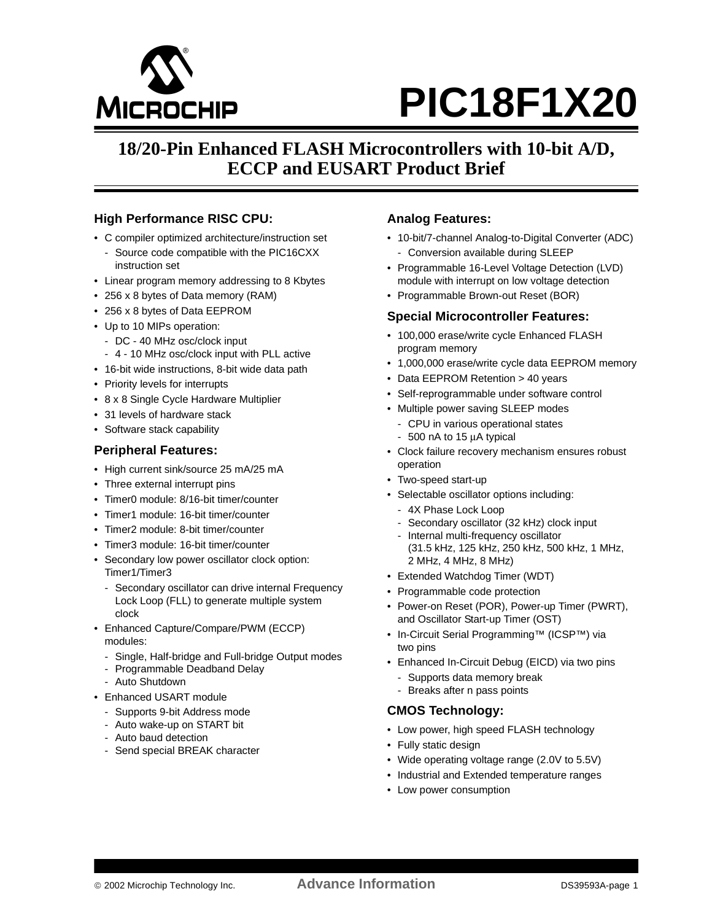# PIC18F1X20

## 18/20-Pin Enhanced FLASH Microcontrollers with 10-bit A/D, ECCP and EUSART Product Brief

### High Performance RISC CPU:

- C compiler optimized architecture/instruction set
  - Source code compatible with the PIC16CXX instruction set
- Linear program memory addressing to 8 Kbytes
- 256 x 8 bytes of Data memory (RAM)
- 256 x 8 bytes of Data EEPROM
- Up to 10 MIPs operation:
  - DC - 40 MHz osc/clock input
  - 4 - 10 MHz osc/clock input with PLL active
- 16-bit wide instructions, 8-bit wide data path
- Priority levels for interrupts
- 8 x 8 Single Cycle Hardware Multiplier
- 31 levels of hardware stack
- Software stack capability

### Peripheral Features:

- High current sink/source 25 mA/25 mA
- Three external interrupt pins
- Timer0 module: 8/16-bit timer/counter
- Timer1 module: 16-bit timer/counter
- Timer2 module: 8-bit timer/counter
- Timer3 module: 16-bit timer/counter
- Secondary low power oscillator clock option: Timer1/Timer3
  - Secondary oscillator can drive internal Frequency Lock Loop (FLL) to generate multiple system clock
- Enhanced Capture/Compare/PWM (ECCP) modules:
  - Single, Half-bridge and Full-bridge Output modes
  - Programmable Deadband Delay
  - Auto Shutdown
- Enhanced USART module
  - Supports 9-bit Address mode
  - Auto wake-up on START bit
  - Auto baud detection
  - Send special BREAK character

### Analog Features:

- 10-bit/7-channel Analog-to-Digital Converter (ADC)
  - Conversion available during SLEEP
- Programmable 16-Level Voltage Detection (LVD) module with interrupt on low voltage detection
- Programmable Brown-out Reset (BOR)

### Special Microcontroller Features:

- 100,000 erase/write cycle Enhanced FLASH program memory
- 1,000,000 erase/write cycle data EEPROM memory
- Data EEPROM Retention > 40 years
- Self-reprogrammable under software control
- Multiple power saving SLEEP modes
  - CPU in various operational states
  - 500 nA to 15 μA typical
- Clock failure recovery mechanism ensures robust operation
- Two-speed start-up
- Selectable oscillator options including:
  - 4X Phase Lock Loop
  - Secondary oscillator (32 kHz) clock input
  - Internal multi-frequency oscillator (31.5 kHz, 125 kHz, 250 kHz, 500 kHz, 1 MHz, 2 MHz, 4 MHz, 8 MHz)
- Extended Watchdog Timer (WDT)
- Programmable code protection
- Power-on Reset (POR), Power-up Timer (PWRT), and Oscillator Start-up Timer (OST)
- In-Circuit Serial Programming™ (ICSP™) via two pins
- Enhanced In-Circuit Debug (EICD) via two pins
  - Supports data memory break
  - Breaks after n pass points

### CMOS Technology:

- Low power, high speed FLASH technology
- Fully static design
- Wide operating voltage range (2.0V to 5.5V)
- Industrial and Extended temperature ranges
- Low power consumption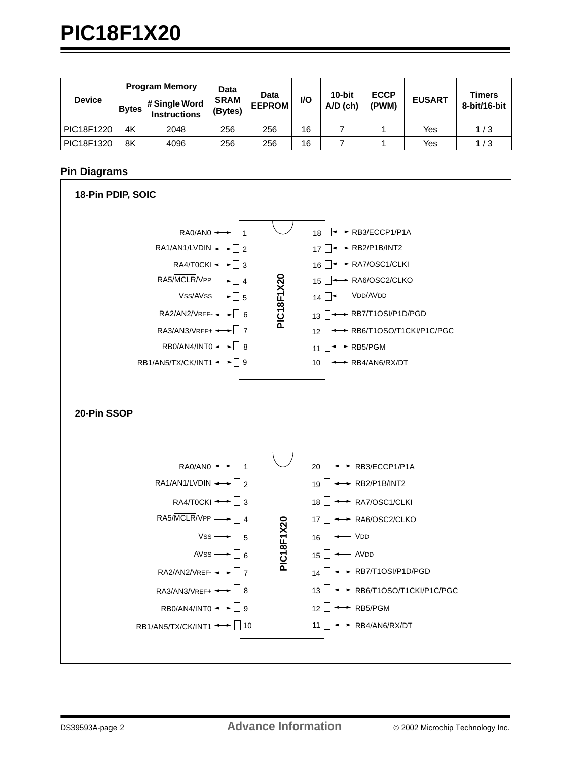| Device | Program Memory | | Data SRAM (Bytes) | Data EEPROM | I/O | 10-bit A/D (ch) | ECCP (PWM) | EUSART | Timers 8-bit/16-bit |
|---|---|---|---|---|---|---|---|---|---|
| | Bytes | # Single Word Instructions | | | | | | | |
| PIC18F1220 | 4K | 2048 | 256 | 256 | 16 | 7 | 1 | Yes | 1 / 3 |
| PIC18F1320 | 8K | 4096 | 256 | 256 | 16 | 7 | 1 | Yes | 1 / 3 |

## Pin Diagrams

### 18-Pin PDIP, SOIC

PIC18F1X20

| Pin | Name | Pin | Name |
|---|---|---|---|
| 1 | RA0/AN0 | 18 | RB3/ECCP1/P1A |
| 2 | RA1/AN1/LVDIN | 17 | RB2/P1B/INT2 |
| 3 | RA4/T0CKI | 16 | RA7/OSC1/CLKI |
| 4 | RA5/MCLR/VPP | 15 | RA6/OSC2/CLKO |
| 5 | VSS/AVSS | 14 | VDD/AVDD |
| 6 | RA2/AN2/VREF- | 13 | RB7/T1OSI/P1D/PGD |
| 7 | RA3/AN3/VREF+ | 12 | RB6/T1OSO/T1CKI/P1C/PGC |
| 8 | RB0/AN4/INT0 | 11 | RB5/PGM |
| 9 | RB1/AN5/TX/CK/INT1 | 10 | RB4/AN6/RX/DT |

### 20-Pin SSOP

PIC18F1X20

| Pin | Name | Pin | Name |
|---|---|---|---|
| 1 | RA0/AN0 | 20 | RB3/ECCP1/P1A |
| 2 | RA1/AN1/LVDIN | 19 | RB2/P1B/INT2 |
| 3 | RA4/T0CKI | 18 | RA7/OSC1/CLKI |
| 4 | RA5/MCLR/VPP | 17 | RA6/OSC2/CLKO |
| 5 | VSS | 16 | VDD |
| 6 | AVSS | 15 | AVDD |
| 7 | RA2/AN2/VREF- | 14 | RB7/T1OSI/P1D/PGD |
| 8 | RA3/AN3/VREF+ | 13 | RB6/T1OSO/T1CKI/P1C/PGC |
| 9 | RB0/AN4/INT0 | 12 | RB5/PGM |
| 10 | RB1/AN5/TX/CK/INT1 | 11 | RB4/AN6/RX/DT |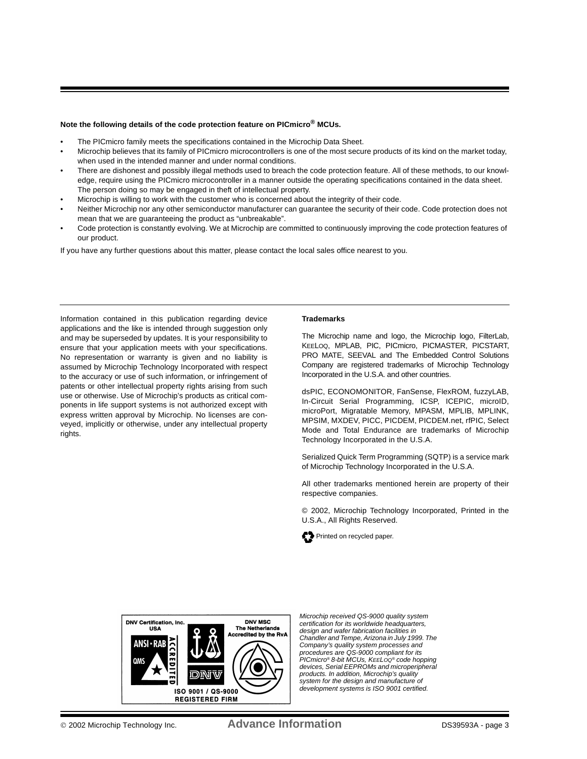**Note the following details of the code protection feature on PICmicro® MCUs.**

- The PICmicro family meets the specifications contained in the Microchip Data Sheet.
- Microchip believes that its family of PICmicro microcontrollers is one of the most secure products of its kind on the market today, when used in the intended manner and under normal conditions.
- There are dishonest and possibly illegal methods used to breach the code protection feature. All of these methods, to our knowledge, require using the PICmicro microcontroller in a manner outside the operating specifications contained in the data sheet. The person doing so may be engaged in theft of intellectual property.
- Microchip is willing to work with the customer who is concerned about the integrity of their code.
- Neither Microchip nor any other semiconductor manufacturer can guarantee the security of their code. Code protection does not mean that we are guaranteeing the product as “unbreakable”.
- Code protection is constantly evolving. We at Microchip are committed to continuously improving the code protection features of our product.

If you have any further questions about this matter, please contact the local sales office nearest to you.

Information contained in this publication regarding device applications and the like is intended through suggestion only and may be superseded by updates. It is your responsibility to ensure that your application meets with your specifications. No representation or warranty is given and no liability is assumed by Microchip Technology Incorporated with respect to the accuracy or use of such information, or infringement of patents or other intellectual property rights arising from such use or otherwise. Use of Microchip's products as critical components in life support systems is not authorized except with express written approval by Microchip. No licenses are conveyed, implicitly or otherwise, under any intellectual property rights.

**Trademarks**

The Microchip name and logo, the Microchip logo, FilterLab, KEELOQ, MPLAB, PIC, PICmicro, PICMASTER, PICSTART, PRO MATE, SEEVAL and The Embedded Control Solutions Company are registered trademarks of Microchip Technology Incorporated in the U.S.A. and other countries.

dsPIC, ECONOMONITOR, FanSense, FlexROM, fuzzyLAB, In-Circuit Serial Programming, ICSP, ICEPIC, microID, microPort, Migratable Memory, MPASM, MPLIB, MPLINK, MPSIM, MXDEV, PICC, PICDEM, PICDEM.net, rfPIC, Select Mode and Total Endurance are trademarks of Microchip Technology Incorporated in the U.S.A.

Serialized Quick Term Programming (SQTP) is a service mark of Microchip Technology Incorporated in the U.S.A.

All other trademarks mentioned herein are property of their respective companies.

© 2002, Microchip Technology Incorporated, Printed in the U.S.A., All Rights Reserved.

Printed on recycled paper.

DNV Certification, Inc. USA

DNV MSC The Netherlands Accredited by the RvA

ANSI • RAB QMS ACCREDITED

DNV

ISO 9001 / QS-9000 REGISTERED FIRM

*Microchip received QS-9000 quality system certification for its worldwide headquarters, design and wafer fabrication facilities in Chandler and Tempe, Arizona in July 1999. The Company's quality system processes and procedures are QS-9000 compliant for its PICmicro® 8-bit MCUs, KEELOQ® code hopping devices, Serial EEPROMs and microperipheral products. In addition, Microchip's quality system for the design and manufacture of development systems is ISO 9001 certified.*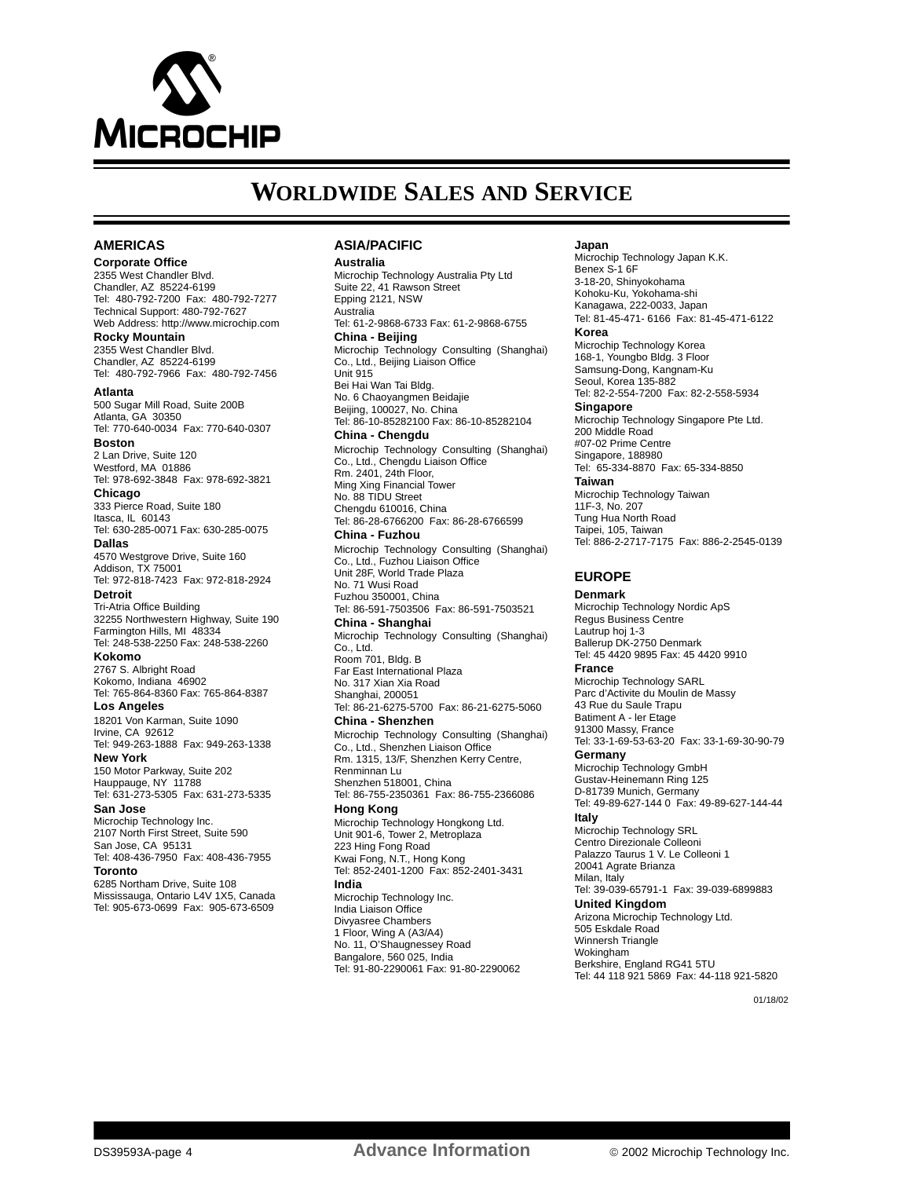# WORLDWIDE SALES AND SERVICE

## AMERICAS

**Corporate Office**
2355 West Chandler Blvd.
Chandler, AZ 85224-6199
Tel: 480-792-7200 Fax: 480-792-7277
Technical Support: 480-792-7627
Web Address: http://www.microchip.com

**Rocky Mountain**
2355 West Chandler Blvd.
Chandler, AZ 85224-6199
Tel: 480-792-7966 Fax: 480-792-7456

**Atlanta**
500 Sugar Mill Road, Suite 200B
Atlanta, GA 30350
Tel: 770-640-0034 Fax: 770-640-0307

**Boston**
2 Lan Drive, Suite 120
Westford, MA 01886
Tel: 978-692-3848 Fax: 978-692-3821

**Chicago**
333 Pierce Road, Suite 180
Itasca, IL 60143
Tel: 630-285-0071 Fax: 630-285-0075

**Dallas**
4570 Westgrove Drive, Suite 160
Addison, TX 75001
Tel: 972-818-7423 Fax: 972-818-2924

**Detroit**
Tri-Atria Office Building
32255 Northwestern Highway, Suite 190
Farmington Hills, MI 48334
Tel: 248-538-2250 Fax: 248-538-2260

**Kokomo**
2767 S. Albright Road
Kokomo, Indiana 46902
Tel: 765-864-8360 Fax: 765-864-8387

**Los Angeles**
18201 Von Karman, Suite 1090
Irvine, CA 92612
Tel: 949-263-1888 Fax: 949-263-1338

**New York**
150 Motor Parkway, Suite 202
Hauppauge, NY 11788
Tel: 631-273-5305 Fax: 631-273-5335

**San Jose**
Microchip Technology Inc.
2107 North First Street, Suite 590
San Jose, CA 95131
Tel: 408-436-7950 Fax: 408-436-7955

**Toronto**
6285 Northam Drive, Suite 108
Mississauga, Ontario L4V 1X5, Canada
Tel: 905-673-0699 Fax: 905-673-6509

## ASIA/PACIFIC

**Australia**
Microchip Technology Australia Pty Ltd
Suite 22, 41 Rawson Street
Epping 2121, NSW
Australia
Tel: 61-2-9868-6733 Fax: 61-2-9868-6755

**China - Beijing**
Microchip Technology Consulting (Shanghai)
Co., Ltd., Beijing Liaison Office
Unit 915
Bei Hai Wan Tai Bldg.
No. 6 Chaoyangmen Beidajie
Beijing, 100027, No. China
Tel: 86-10-85282100 Fax: 86-10-85282104

**China - Chengdu**
Microchip Technology Consulting (Shanghai)
Co., Ltd., Chengdu Liaison Office
Rm. 2401, 24th Floor,
Ming Xing Financial Tower
No. 88 TIDU Street
Chengdu 610016, China
Tel: 86-28-6766200 Fax: 86-28-6766599

**China - Fuzhou**
Microchip Technology Consulting (Shanghai)
Co., Ltd., Fuzhou Liaison Office
Unit 28F, World Trade Plaza
No. 71 Wusi Road
Fuzhou 350001, China
Tel: 86-591-7503506 Fax: 86-591-7503521

**China - Shanghai**
Microchip Technology Consulting (Shanghai)
Co., Ltd.
Room 701, Bldg. B
Far East International Plaza
No. 317 Xian Xia Road
Shanghai, 200051
Tel: 86-21-6275-5700 Fax: 86-21-6275-5060

**China - Shenzhen**
Microchip Technology Consulting (Shanghai)
Co., Ltd., Shenzhen Liaison Office
Rm. 1315, 13/F, Shenzhen Kerry Centre,
Renminnan Lu
Shenzhen 518001, China
Tel: 86-755-2350361 Fax: 86-755-2366086

**Hong Kong**
Microchip Technology Hongkong Ltd.
Unit 901-6, Tower 2, Metroplaza
223 Hing Fong Road
Kwai Fong, N.T., Hong Kong
Tel: 852-2401-1200 Fax: 852-2401-3431

**India**
Microchip Technology Inc.
India Liaison Office
Divyasree Chambers
1 Floor, Wing A (A3/A4)
No. 11, O'Shaugnessey Road
Bangalore, 560 025, India
Tel: 91-80-2290061 Fax: 91-80-2290062

**Japan**
Microchip Technology Japan K.K.
Benex S-1 6F
3-18-20, Shinyokohama
Kohoku-Ku, Yokohama-shi
Kanagawa, 222-0033, Japan
Tel: 81-45-471- 6166 Fax: 81-45-471-6122

**Korea**
Microchip Technology Korea
168-1, Youngbo Bldg. 3 Floor
Samsung-Dong, Kangnam-Ku
Seoul, Korea 135-882
Tel: 82-2-554-7200 Fax: 82-2-558-5934

**Singapore**
Microchip Technology Singapore Pte Ltd.
200 Middle Road
#07-02 Prime Centre
Singapore, 188980
Tel: 65-334-8870 Fax: 65-334-8850

**Taiwan**
Microchip Technology Taiwan
11F-3, No. 207
Tung Hua North Road
Taipei, 105, Taiwan
Tel: 886-2-2717-7175 Fax: 886-2-2545-0139

## EUROPE

**Denmark**
Microchip Technology Nordic ApS
Regus Business Centre
Lautrup hoj 1-3
Ballerup DK-2750 Denmark
Tel: 45 4420 9895 Fax: 45 4420 9910

**France**
Microchip Technology SARL
Parc d'Activite du Moulin de Massy
43 Rue du Saule Trapu
Batiment A - ler Etage
91300 Massy, France
Tel: 33-1-69-53-63-20 Fax: 33-1-69-30-90-79

**Germany**
Microchip Technology GmbH
Gustav-Heinemann Ring 125
D-81739 Munich, Germany
Tel: 49-89-627-144 0 Fax: 49-89-627-144-44

**Italy**
Microchip Technology SRL
Centro Direzionale Colleoni
Palazzo Taurus 1 V. Le Colleoni 1
20041 Agrate Brianza
Milan, Italy
Tel: 39-039-65791-1 Fax: 39-039-6899883

**United Kingdom**
Arizona Microchip Technology Ltd.
505 Eskdale Road
Winnersh Triangle
Wokingham
Berkshire, England RG41 5TU
Tel: 44 118 921 5869 Fax: 44-118 921-5820

01/18/02